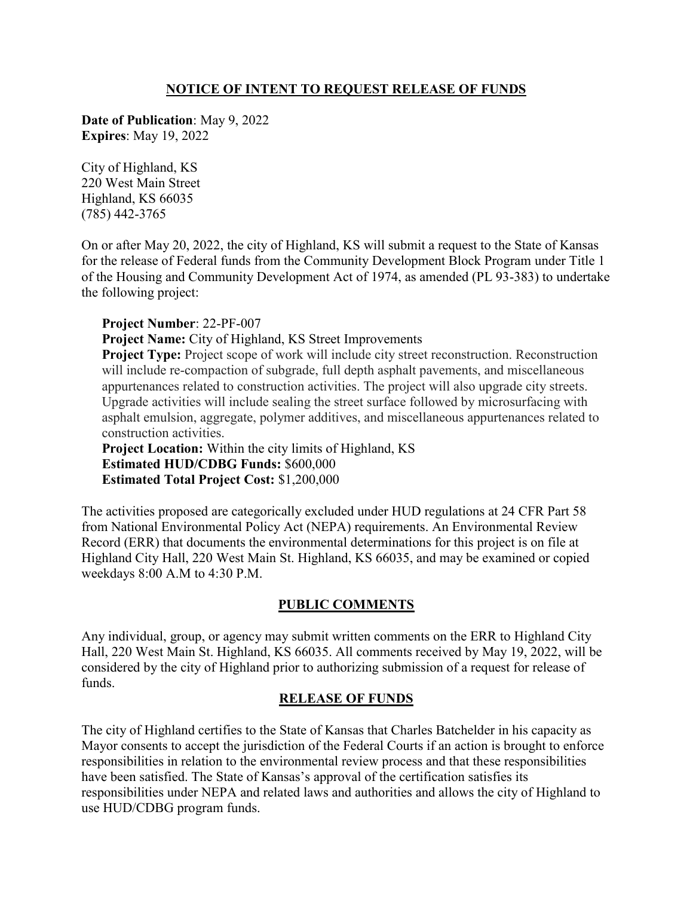## NOTICE OF INTENT TO REQUEST RELEASE OF FUNDS

**Date of Publication**: May 9, 2022
**Expires**: May 19, 2022

City of Highland, KS
220 West Main Street
Highland, KS 66035
(785) 442-3765

On or after May 20, 2022, the city of Highland, KS will submit a request to the State of Kansas for the release of Federal funds from the Community Development Block Program under Title 1 of the Housing and Community Development Act of 1974, as amended (PL 93-383) to undertake the following project:

**Project Number**: 22-PF-007
**Project Name:** City of Highland, KS Street Improvements
**Project Type:** Project scope of work will include city street reconstruction. Reconstruction will include re-compaction of subgrade, full depth asphalt pavements, and miscellaneous appurtenances related to construction activities. The project will also upgrade city streets. Upgrade activities will include sealing the street surface followed by microsurfacing with asphalt emulsion, aggregate, polymer additives, and miscellaneous appurtenances related to construction activities.
**Project Location:** Within the city limits of Highland, KS
**Estimated HUD/CDBG Funds:** $600,000
**Estimated Total Project Cost:** $1,200,000

The activities proposed are categorically excluded under HUD regulations at 24 CFR Part 58 from National Environmental Policy Act (NEPA) requirements. An Environmental Review Record (ERR) that documents the environmental determinations for this project is on file at Highland City Hall, 220 West Main St. Highland, KS 66035, and may be examined or copied weekdays 8:00 A.M to 4:30 P.M.

## PUBLIC COMMENTS

Any individual, group, or agency may submit written comments on the ERR to Highland City Hall, 220 West Main St. Highland, KS 66035. All comments received by May 19, 2022, will be considered by the city of Highland prior to authorizing submission of a request for release of funds.

## RELEASE OF FUNDS

The city of Highland certifies to the State of Kansas that Charles Batchelder in his capacity as Mayor consents to accept the jurisdiction of the Federal Courts if an action is brought to enforce responsibilities in relation to the environmental review process and that these responsibilities have been satisfied. The State of Kansas's approval of the certification satisfies its responsibilities under NEPA and related laws and authorities and allows the city of Highland to use HUD/CDBG program funds.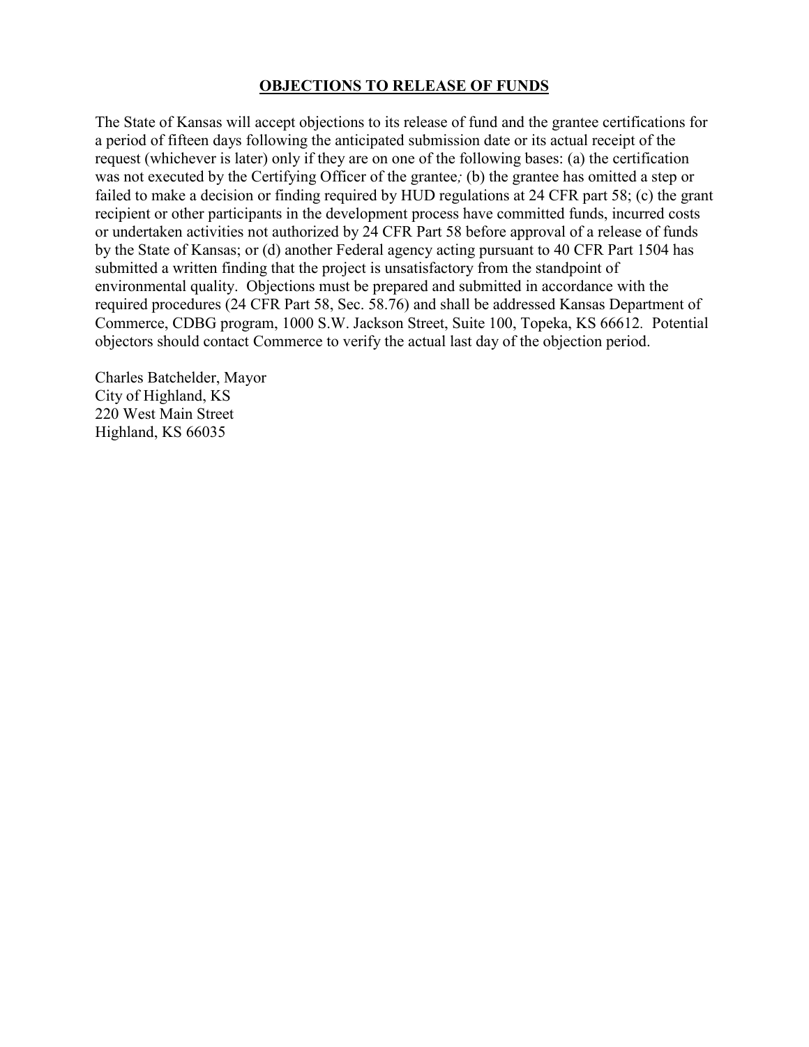## **OBJECTIONS TO RELEASE OF FUNDS**

The State of Kansas will accept objections to its release of fund and the grantee certifications for a period of fifteen days following the anticipated submission date or its actual receipt of the request (whichever is later) only if they are on one of the following bases: (a) the certification was not executed by the Certifying Officer of the grantee*;* (b) the grantee has omitted a step or failed to make a decision or finding required by HUD regulations at 24 CFR part 58; (c) the grant recipient or other participants in the development process have committed funds, incurred costs or undertaken activities not authorized by 24 CFR Part 58 before approval of a release of funds by the State of Kansas; or (d) another Federal agency acting pursuant to 40 CFR Part 1504 has submitted a written finding that the project is unsatisfactory from the standpoint of environmental quality. Objections must be prepared and submitted in accordance with the required procedures (24 CFR Part 58, Sec. 58.76) and shall be addressed Kansas Department of Commerce, CDBG program, 1000 S.W. Jackson Street, Suite 100, Topeka, KS 66612. Potential objectors should contact Commerce to verify the actual last day of the objection period.

Charles Batchelder, Mayor
City of Highland, KS
220 West Main Street
Highland, KS 66035